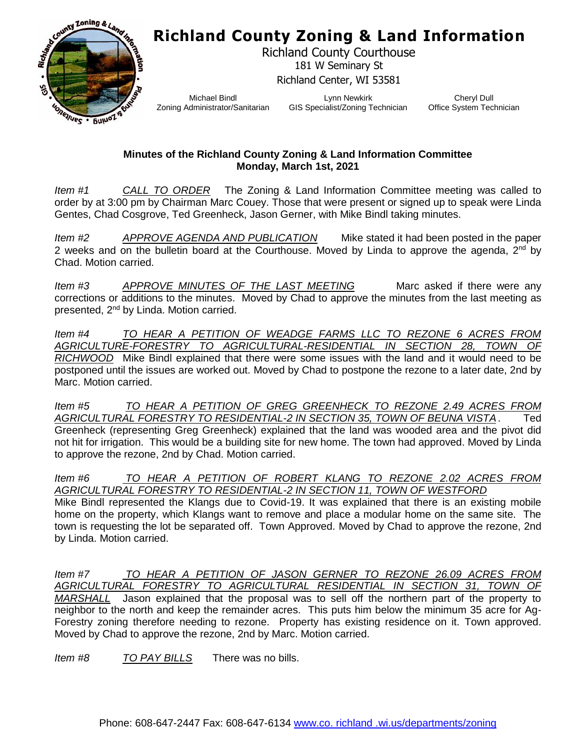# Richland County Zoning & Land Information

Richland County Courthouse
181 W Seminary St
Richland Center, WI 53581

Michael Bindl
Zoning Administrator/Sanitarian

Lynn Newkirk
GIS Specialist/Zoning Technician

Cheryl Dull
Office System Technician

**Minutes of the Richland County Zoning & Land Information Committee**
**Monday, March 1st, 2021**

*Item #1* *CALL TO ORDER* The Zoning & Land Information Committee meeting was called to order by at 3:00 pm by Chairman Marc Couey. Those that were present or signed up to speak were Linda Gentes, Chad Cosgrove, Ted Greenheck, Jason Gerner, with Mike Bindl taking minutes.

*Item #2* *APPROVE AGENDA AND PUBLICATION* Mike stated it had been posted in the paper 2 weeks and on the bulletin board at the Courthouse. Moved by Linda to approve the agenda, 2nd by Chad. Motion carried.

*Item #3* *APPROVE MINUTES OF THE LAST MEETING* Marc asked if there were any corrections or additions to the minutes. Moved by Chad to approve the minutes from the last meeting as presented, 2nd by Linda. Motion carried.

*Item #4* *TO HEAR A PETITION OF WEADGE FARMS LLC TO REZONE 6 ACRES FROM AGRICULTURE-FORESTRY TO AGRICULTURAL-RESIDENTIAL IN SECTION 28, TOWN OF RICHWOOD* Mike Bindl explained that there were some issues with the land and it would need to be postponed until the issues are worked out. Moved by Chad to postpone the rezone to a later date, 2nd by Marc. Motion carried.

*Item #5* *TO HEAR A PETITION OF GREG GREENHECK TO REZONE 2.49 ACRES FROM AGRICULTURAL FORESTRY TO RESIDENTIAL-2 IN SECTION 35, TOWN OF BEUNA VISTA*. Ted Greenheck (representing Greg Greenheck) explained that the land was wooded area and the pivot did not hit for irrigation. This would be a building site for new home. The town had approved. Moved by Linda to approve the rezone, 2nd by Chad. Motion carried.

*Item #6* *TO HEAR A PETITION OF ROBERT KLANG TO REZONE 2.02 ACRES FROM AGRICULTURAL FORESTRY TO RESIDENTIAL-2 IN SECTION 11, TOWN OF WESTFORD*
Mike Bindl represented the Klangs due to Covid-19. It was explained that there is an existing mobile home on the property, which Klangs want to remove and place a modular home on the same site. The town is requesting the lot be separated off. Town Approved. Moved by Chad to approve the rezone, 2nd by Linda. Motion carried.

*Item #7* *TO HEAR A PETITION OF JASON GERNER TO REZONE 26.09 ACRES FROM AGRICULTURAL FORESTRY TO AGRICULTURAL RESIDENTIAL IN SECTION 31, TOWN OF MARSHALL* Jason explained that the proposal was to sell off the northern part of the property to neighbor to the north and keep the remainder acres. This puts him below the minimum 35 acre for Ag-Forestry zoning therefore needing to rezone. Property has existing residence on it. Town approved. Moved by Chad to approve the rezone, 2nd by Marc. Motion carried.

*Item #8* *TO PAY BILLS* There was no bills.

Phone: 608-647-2447 Fax: 608-647-6134 www.co. richland .wi.us/departments/zoning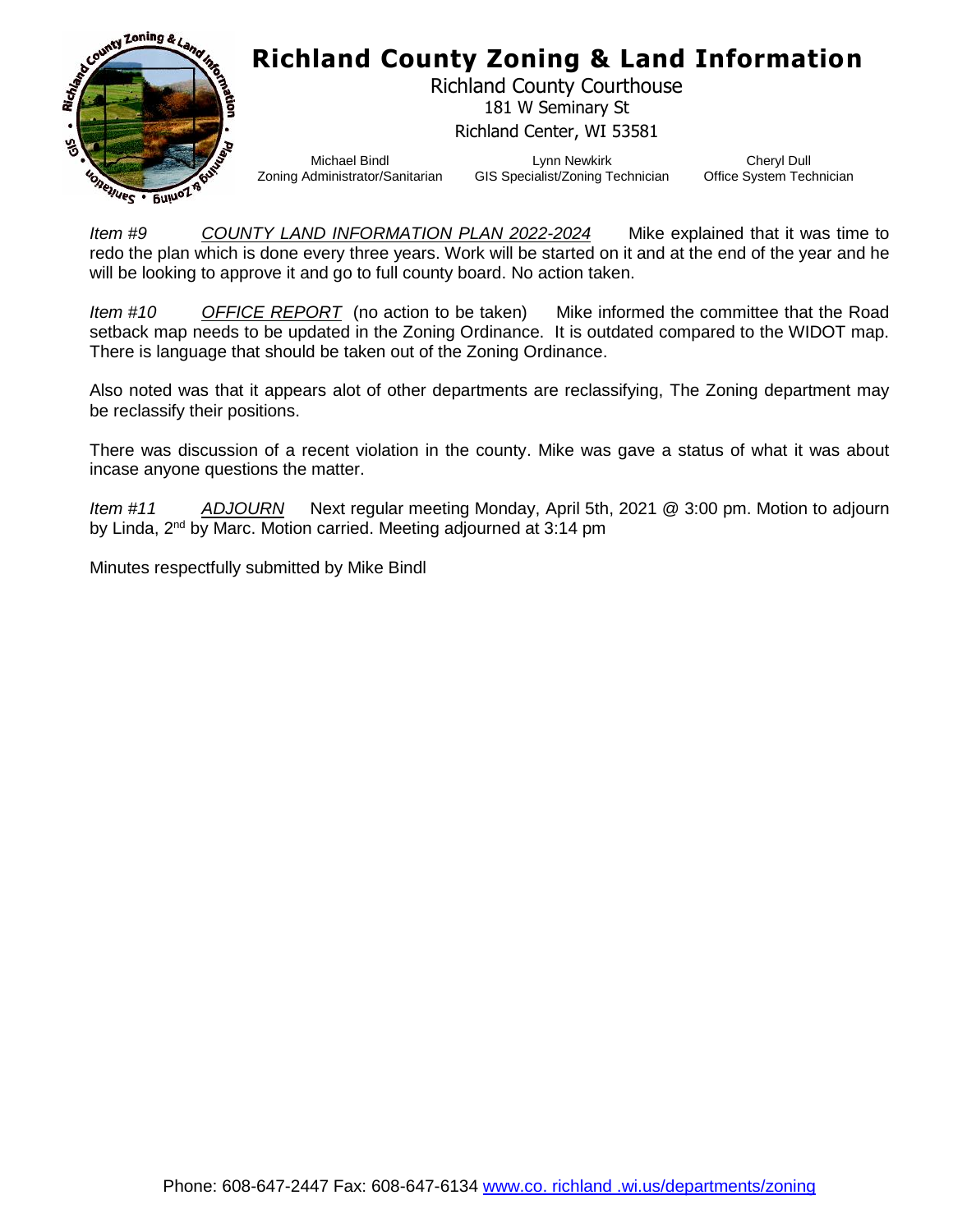# Richland County Zoning & Land Information

Richland County Courthouse
181 W Seminary St
Richland Center, WI 53581

Michael Bindl
Zoning Administrator/Sanitarian

Lynn Newkirk
GIS Specialist/Zoning Technician

Cheryl Dull
Office System Technician

*Item #9* *COUNTY LAND INFORMATION PLAN 2022-2024* Mike explained that it was time to redo the plan which is done every three years. Work will be started on it and at the end of the year and he will be looking to approve it and go to full county board. No action taken.

*Item #10* *OFFICE REPORT* (no action to be taken) Mike informed the committee that the Road setback map needs to be updated in the Zoning Ordinance. It is outdated compared to the WIDOT map. There is language that should be taken out of the Zoning Ordinance.

Also noted was that it appears alot of other departments are reclassifying, The Zoning department may be reclassify their positions.

There was discussion of a recent violation in the county. Mike was gave a status of what it was about incase anyone questions the matter.

*Item #11* *ADJOURN* Next regular meeting Monday, April 5th, 2021 @ 3:00 pm. Motion to adjourn by Linda, 2nd by Marc. Motion carried. Meeting adjourned at 3:14 pm

Minutes respectfully submitted by Mike Bindl

Phone: 608-647-2447 Fax: 608-647-6134 www.co. richland .wi.us/departments/zoning